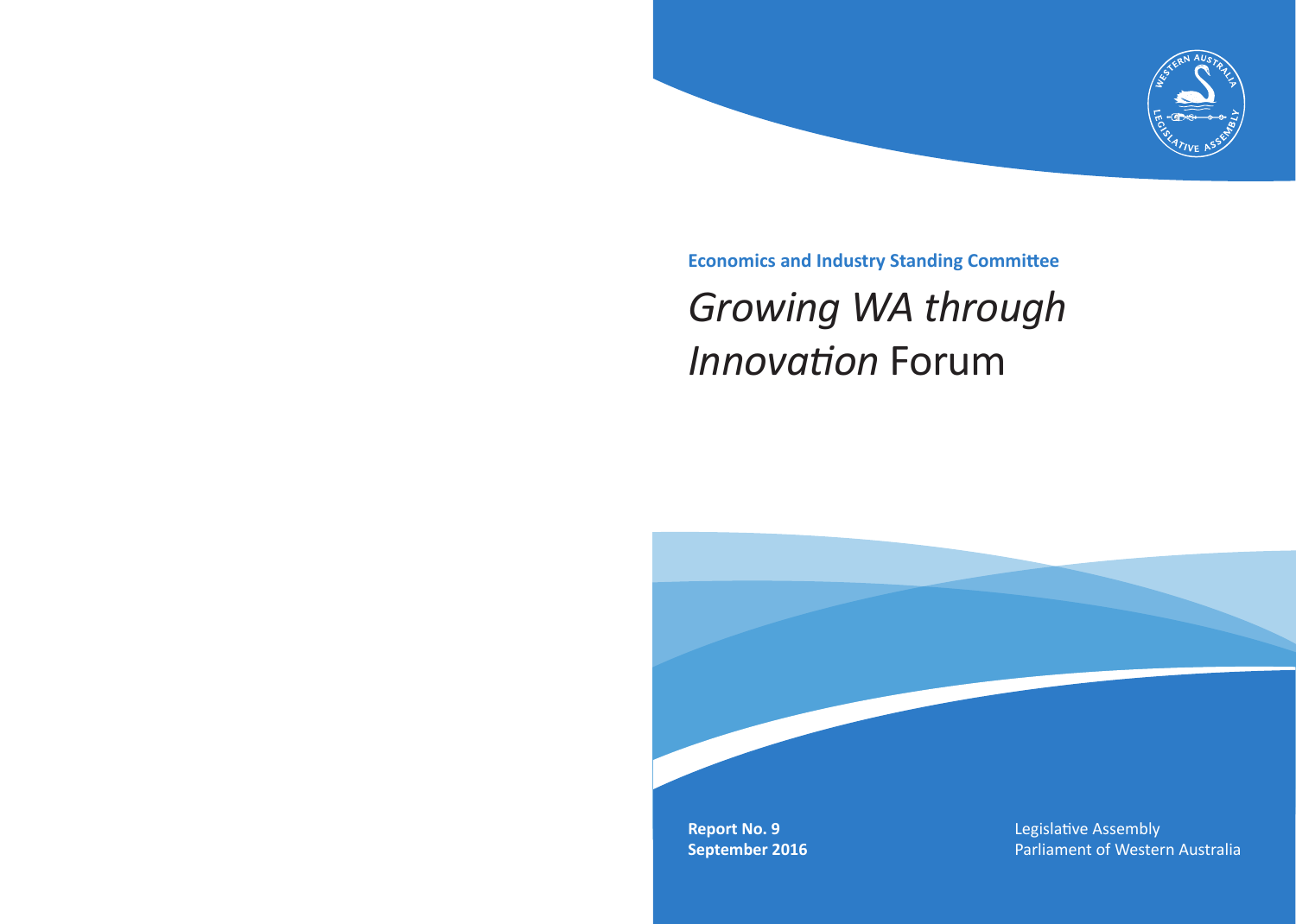**Economics and Industry Standing Committee**

# *Growing WA through Innovation* Forum

**Report No. 9**
**September 2016**

Legislative Assembly
Parliament of Western Australia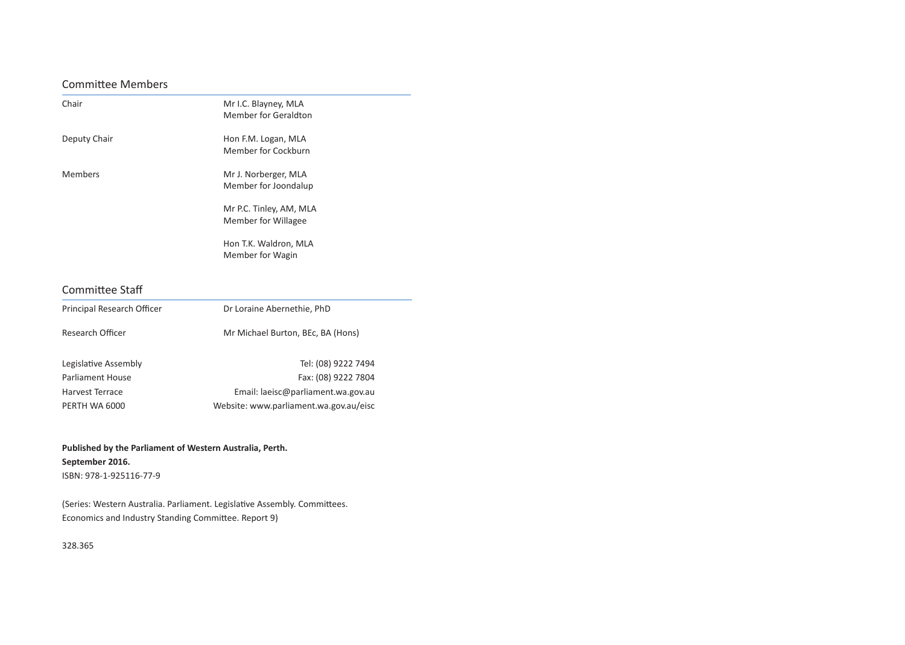## Committee Members

| | |
|---|---|
| Chair | Mr I.C. Blayney, MLA<br>Member for Geraldton |
| Deputy Chair | Hon F.M. Logan, MLA<br>Member for Cockburn |
| Members | Mr J. Norberger, MLA<br>Member for Joondalup |
| | Mr P.C. Tinley, AM, MLA<br>Member for Willagee |
| | Hon T.K. Waldron, MLA<br>Member for Wagin |

## Committee Staff

| | |
|---|---|
| Principal Research Officer | Dr Loraine Abernethie, PhD |
| Research Officer | Mr Michael Burton, BEc, BA (Hons) |

| | |
|---|---|
| Legislative Assembly | Tel: (08) 9222 7494 |
| Parliament House | Fax: (08) 9222 7804 |
| Harvest Terrace | Email: laeisc@parliament.wa.gov.au |
| PERTH WA 6000 | Website: www.parliament.wa.gov.au/eisc |

**Published by the Parliament of Western Australia, Perth.**
**September 2016.**
ISBN: 978-1-925116-77-9

(Series: Western Australia. Parliament. Legislative Assembly. Committees.
Economics and Industry Standing Committee. Report 9)

328.365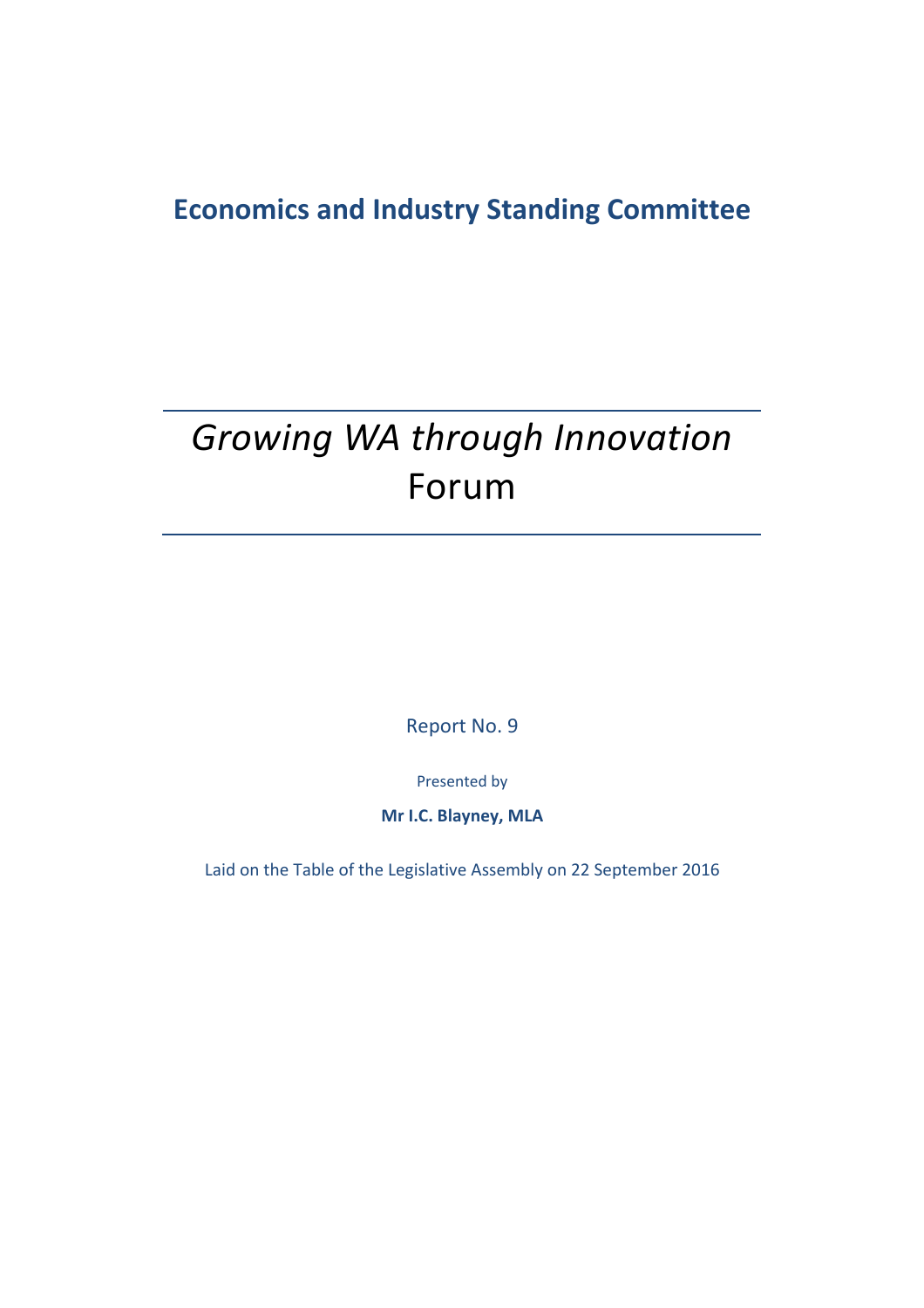## Economics and Industry Standing Committee

# *Growing WA through Innovation* Forum

Report No. 9

Presented by

**Mr I.C. Blayney, MLA**

Laid on the Table of the Legislative Assembly on 22 September 2016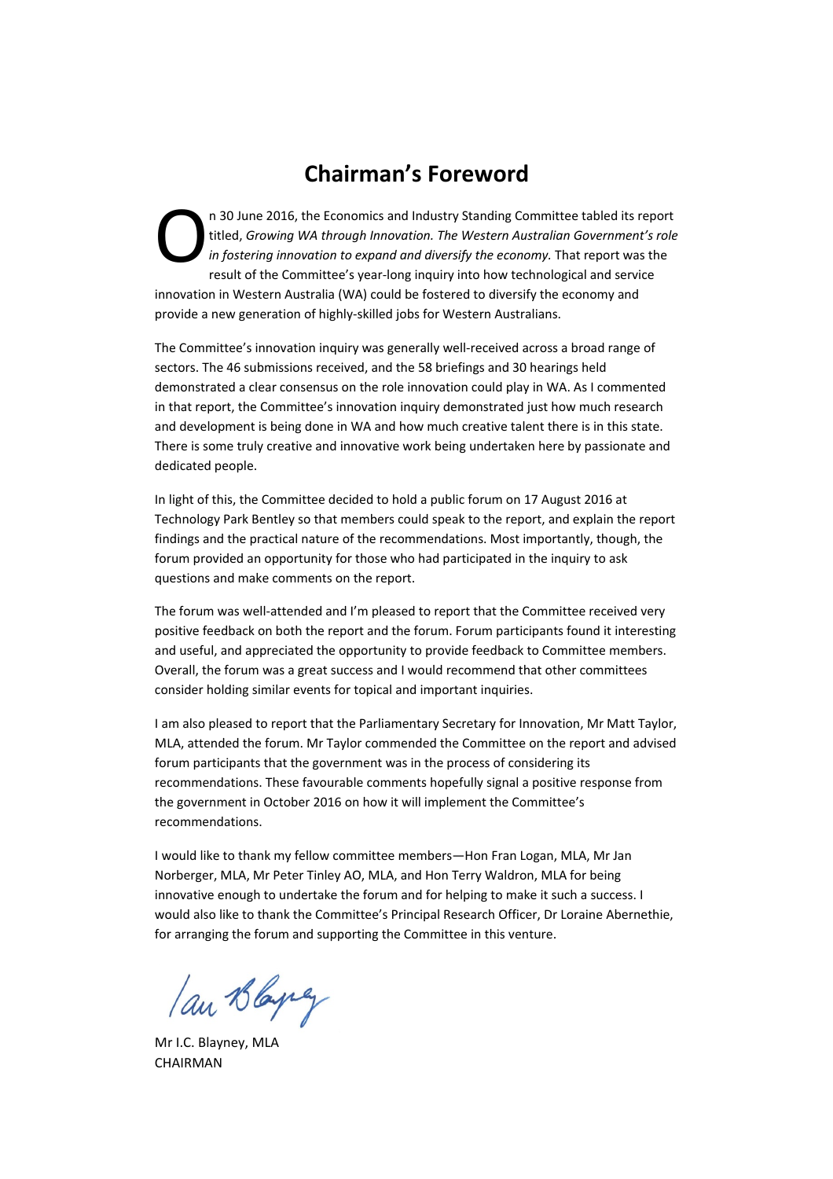# Chairman's Foreword

On 30 June 2016, the Economics and Industry Standing Committee tabled its report titled, *Growing WA through Innovation. The Western Australian Government's role in fostering innovation to expand and diversify the economy.* That report was the result of the Committee's year-long inquiry into how technological and service innovation in Western Australia (WA) could be fostered to diversify the economy and provide a new generation of highly-skilled jobs for Western Australians.

The Committee's innovation inquiry was generally well-received across a broad range of sectors. The 46 submissions received, and the 58 briefings and 30 hearings held demonstrated a clear consensus on the role innovation could play in WA. As I commented in that report, the Committee's innovation inquiry demonstrated just how much research and development is being done in WA and how much creative talent there is in this state. There is some truly creative and innovative work being undertaken here by passionate and dedicated people.

In light of this, the Committee decided to hold a public forum on 17 August 2016 at Technology Park Bentley so that members could speak to the report, and explain the report findings and the practical nature of the recommendations. Most importantly, though, the forum provided an opportunity for those who had participated in the inquiry to ask questions and make comments on the report.

The forum was well-attended and I'm pleased to report that the Committee received very positive feedback on both the report and the forum. Forum participants found it interesting and useful, and appreciated the opportunity to provide feedback to Committee members. Overall, the forum was a great success and I would recommend that other committees consider holding similar events for topical and important inquiries.

I am also pleased to report that the Parliamentary Secretary for Innovation, Mr Matt Taylor, MLA, attended the forum. Mr Taylor commended the Committee on the report and advised forum participants that the government was in the process of considering its recommendations. These favourable comments hopefully signal a positive response from the government in October 2016 on how it will implement the Committee's recommendations.

I would like to thank my fellow committee members—Hon Fran Logan, MLA, Mr Jan Norberger, MLA, Mr Peter Tinley AO, MLA, and Hon Terry Waldron, MLA for being innovative enough to undertake the forum and for helping to make it such a success. I would also like to thank the Committee's Principal Research Officer, Dr Loraine Abernethie, for arranging the forum and supporting the Committee in this venture.

Mr I.C. Blayney, MLA
CHAIRMAN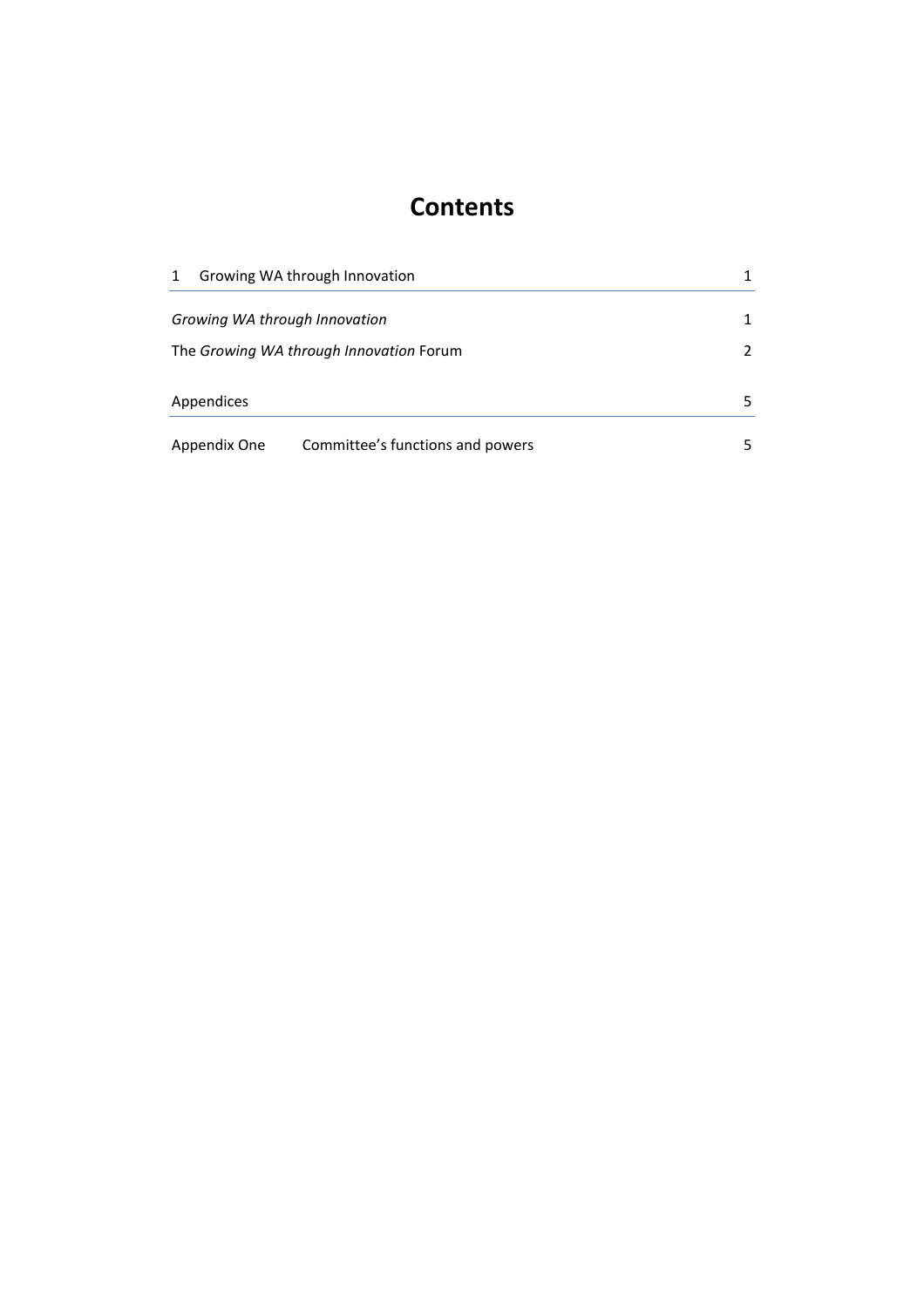# Contents

| | |
|---|---|
| 1 Growing WA through Innovation | 1 |
| *Growing WA through Innovation* | 1 |
| The *Growing WA through Innovation* Forum | 2 |
| Appendices | 5 |
| Appendix One Committee's functions and powers | 5 |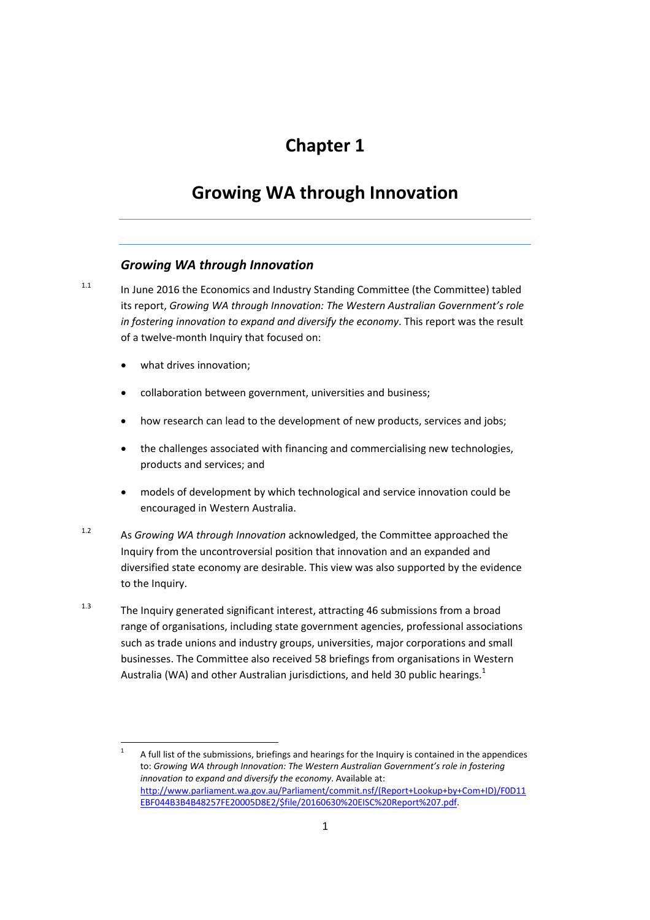# Chapter 1

# Growing WA through Innovation

## *Growing WA through Innovation*

1.1 In June 2016 the Economics and Industry Standing Committee (the Committee) tabled its report, *Growing WA through Innovation: The Western Australian Government's role in fostering innovation to expand and diversify the economy*. This report was the result of a twelve-month Inquiry that focused on:

- what drives innovation;
- collaboration between government, universities and business;
- how research can lead to the development of new products, services and jobs;
- the challenges associated with financing and commercialising new technologies, products and services; and
- models of development by which technological and service innovation could be encouraged in Western Australia.

1.2 As *Growing WA through Innovation* acknowledged, the Committee approached the Inquiry from the uncontroversial position that innovation and an expanded and diversified state economy are desirable. This view was also supported by the evidence to the Inquiry.

1.3 The Inquiry generated significant interest, attracting 46 submissions from a broad range of organisations, including state government agencies, professional associations such as trade unions and industry groups, universities, major corporations and small businesses. The Committee also received 58 briefings from organisations in Western Australia (WA) and other Australian jurisdictions, and held 30 public hearings.[1]

---

[1] A full list of the submissions, briefings and hearings for the Inquiry is contained in the appendices to: *Growing WA through Innovation: The Western Australian Government's role in fostering innovation to expand and diversify the economy*. Available at: http://www.parliament.wa.gov.au/Parliament/commit.nsf/(Report+Lookup+by+Com+ID)/F0D11EBF044B3B4B48257FE20005D8E2/$file/20160630%20EISC%20Report%207.pdf.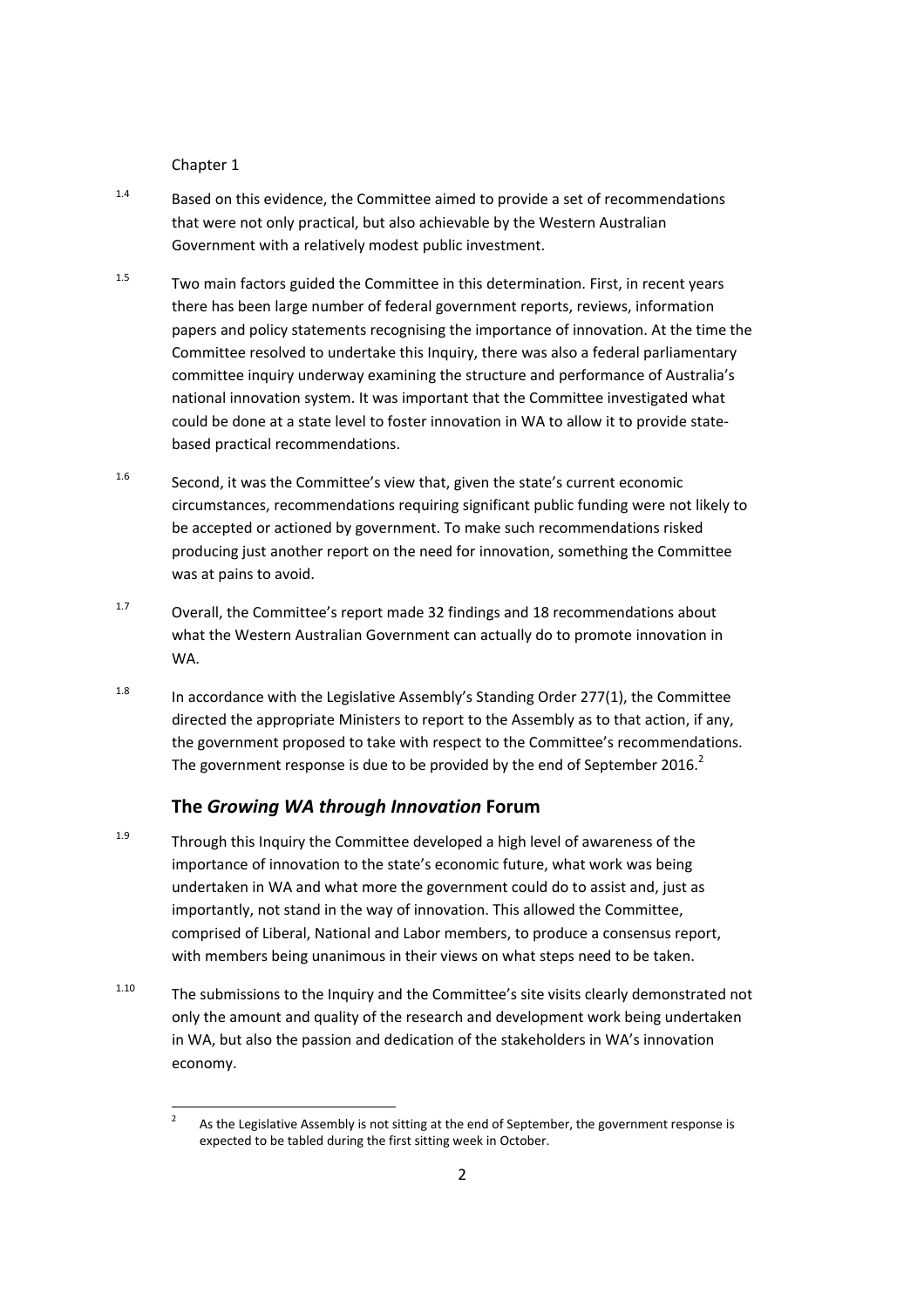1.4 Based on this evidence, the Committee aimed to provide a set of recommendations that were not only practical, but also achievable by the Western Australian Government with a relatively modest public investment.

1.5 Two main factors guided the Committee in this determination. First, in recent years there has been large number of federal government reports, reviews, information papers and policy statements recognising the importance of innovation. At the time the Committee resolved to undertake this Inquiry, there was also a federal parliamentary committee inquiry underway examining the structure and performance of Australia's national innovation system. It was important that the Committee investigated what could be done at a state level to foster innovation in WA to allow it to provide state-based practical recommendations.

1.6 Second, it was the Committee's view that, given the state's current economic circumstances, recommendations requiring significant public funding were not likely to be accepted or actioned by government. To make such recommendations risked producing just another report on the need for innovation, something the Committee was at pains to avoid.

1.7 Overall, the Committee's report made 32 findings and 18 recommendations about what the Western Australian Government can actually do to promote innovation in WA.

1.8 In accordance with the Legislative Assembly's Standing Order 277(1), the Committee directed the appropriate Ministers to report to the Assembly as to that action, if any, the government proposed to take with respect to the Committee's recommendations. The government response is due to be provided by the end of September 2016.[2]

## The *Growing WA through Innovation* Forum

1.9 Through this Inquiry the Committee developed a high level of awareness of the importance of innovation to the state's economic future, what work was being undertaken in WA and what more the government could do to assist and, just as importantly, not stand in the way of innovation. This allowed the Committee, comprised of Liberal, National and Labor members, to produce a consensus report, with members being unanimous in their views on what steps need to be taken.

1.10 The submissions to the Inquiry and the Committee's site visits clearly demonstrated not only the amount and quality of the research and development work being undertaken in WA, but also the passion and dedication of the stakeholders in WA's innovation economy.

---

[2] As the Legislative Assembly is not sitting at the end of September, the government response is expected to be tabled during the first sitting week in October.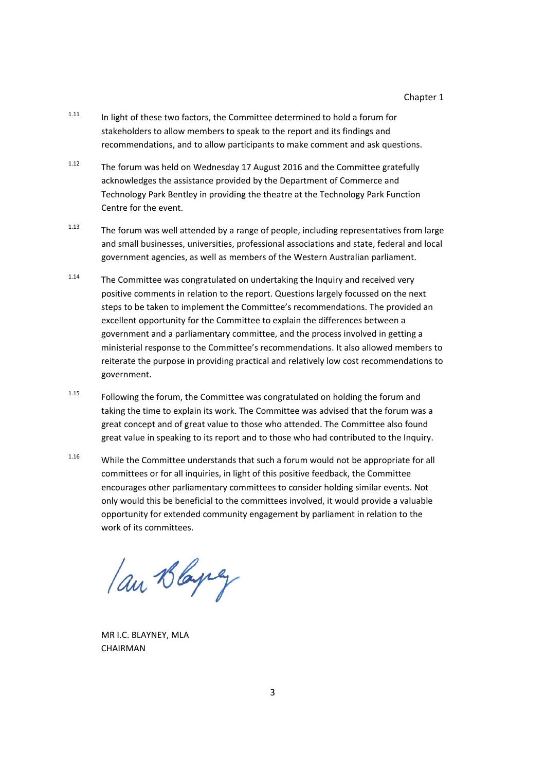1.11 In light of these two factors, the Committee determined to hold a forum for stakeholders to allow members to speak to the report and its findings and recommendations, and to allow participants to make comment and ask questions.

1.12 The forum was held on Wednesday 17 August 2016 and the Committee gratefully acknowledges the assistance provided by the Department of Commerce and Technology Park Bentley in providing the theatre at the Technology Park Function Centre for the event.

1.13 The forum was well attended by a range of people, including representatives from large and small businesses, universities, professional associations and state, federal and local government agencies, as well as members of the Western Australian parliament.

1.14 The Committee was congratulated on undertaking the Inquiry and received very positive comments in relation to the report. Questions largely focussed on the next steps to be taken to implement the Committee's recommendations. The provided an excellent opportunity for the Committee to explain the differences between a government and a parliamentary committee, and the process involved in getting a ministerial response to the Committee's recommendations. It also allowed members to reiterate the purpose in providing practical and relatively low cost recommendations to government.

1.15 Following the forum, the Committee was congratulated on holding the forum and taking the time to explain its work. The Committee was advised that the forum was a great concept and of great value to those who attended. The Committee also found great value in speaking to its report and to those who had contributed to the Inquiry.

1.16 While the Committee understands that such a forum would not be appropriate for all committees or for all inquiries, in light of this positive feedback, the Committee encourages other parliamentary committees to consider holding similar events. Not only would this be beneficial to the committees involved, it would provide a valuable opportunity for extended community engagement by parliament in relation to the work of its committees.

MR I.C. BLAYNEY, MLA
CHAIRMAN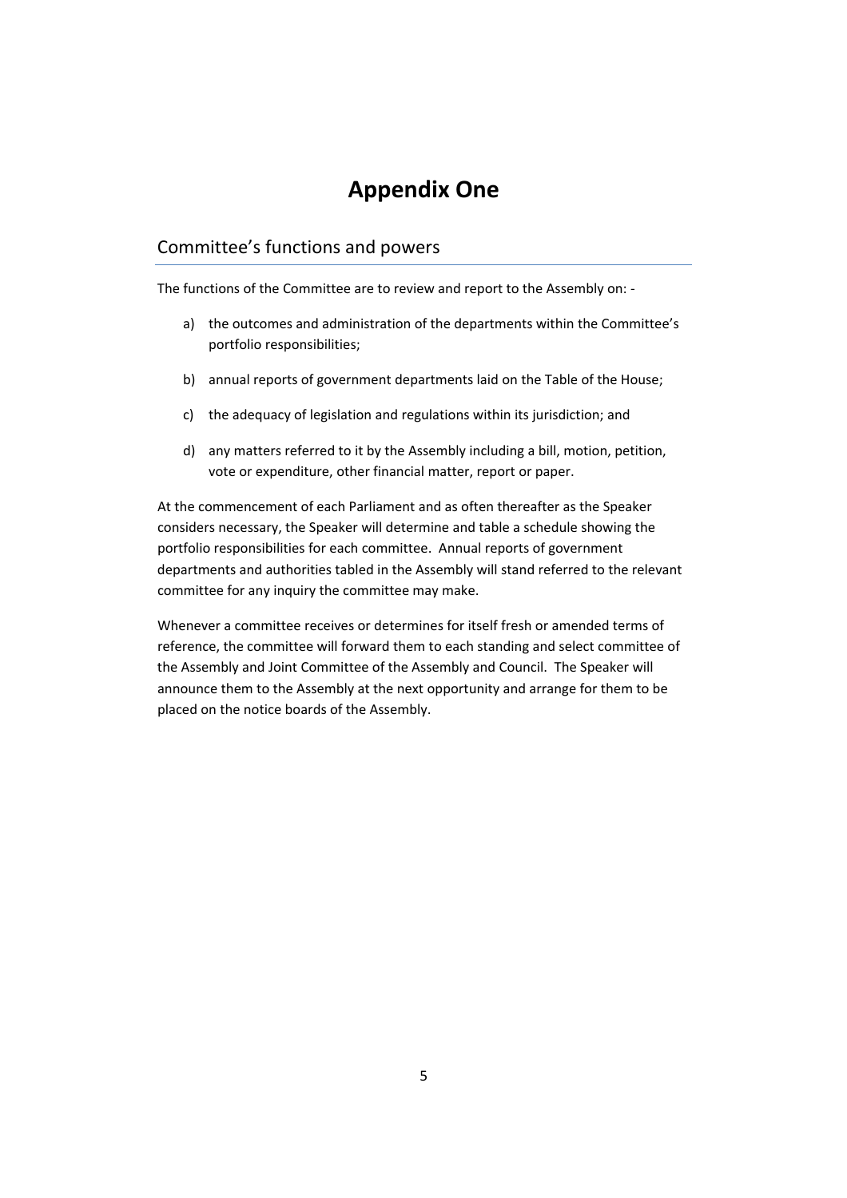# Appendix One

## Committee's functions and powers

The functions of the Committee are to review and report to the Assembly on: -

a) the outcomes and administration of the departments within the Committee's portfolio responsibilities;

b) annual reports of government departments laid on the Table of the House;

c) the adequacy of legislation and regulations within its jurisdiction; and

d) any matters referred to it by the Assembly including a bill, motion, petition, vote or expenditure, other financial matter, report or paper.

At the commencement of each Parliament and as often thereafter as the Speaker considers necessary, the Speaker will determine and table a schedule showing the portfolio responsibilities for each committee. Annual reports of government departments and authorities tabled in the Assembly will stand referred to the relevant committee for any inquiry the committee may make.

Whenever a committee receives or determines for itself fresh or amended terms of reference, the committee will forward them to each standing and select committee of the Assembly and Joint Committee of the Assembly and Council. The Speaker will announce them to the Assembly at the next opportunity and arrange for them to be placed on the notice boards of the Assembly.